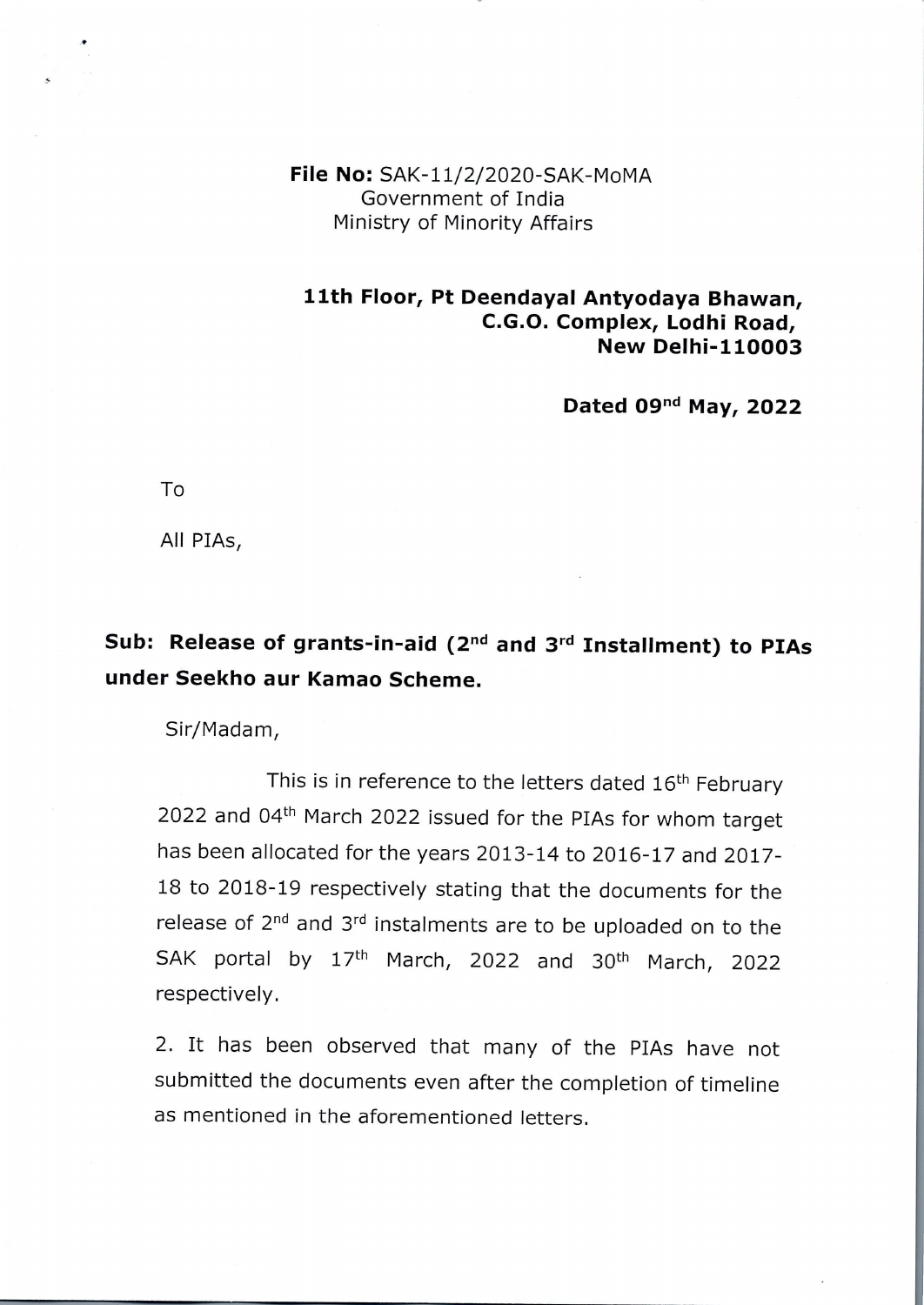**File No:** SAK-11/2/2020-SAK-MoMA
Government of India
Ministry of Minority Affairs

**11th Floor, Pt Deendayal Antyodaya Bhawan,**
**C.G.O. Complex, Lodhi Road,**
**New Delhi-110003**

**Dated 09nd May, 2022**

To

All PIAs,

**Sub: Release of grants-in-aid (2nd and 3rd Installment) to PIAs under Seekho aur Kamao Scheme.**

Sir/Madam,

This is in reference to the letters dated 16th February 2022 and 04th March 2022 issued for the PIAs for whom target has been allocated for the years 2013-14 to 2016-17 and 2017-18 to 2018-19 respectively stating that the documents for the release of 2nd and 3rd instalments are to be uploaded on to the SAK portal by 17th March, 2022 and 30th March, 2022 respectively.

2. It has been observed that many of the PIAs have not submitted the documents even after the completion of timeline as mentioned in the aforementioned letters.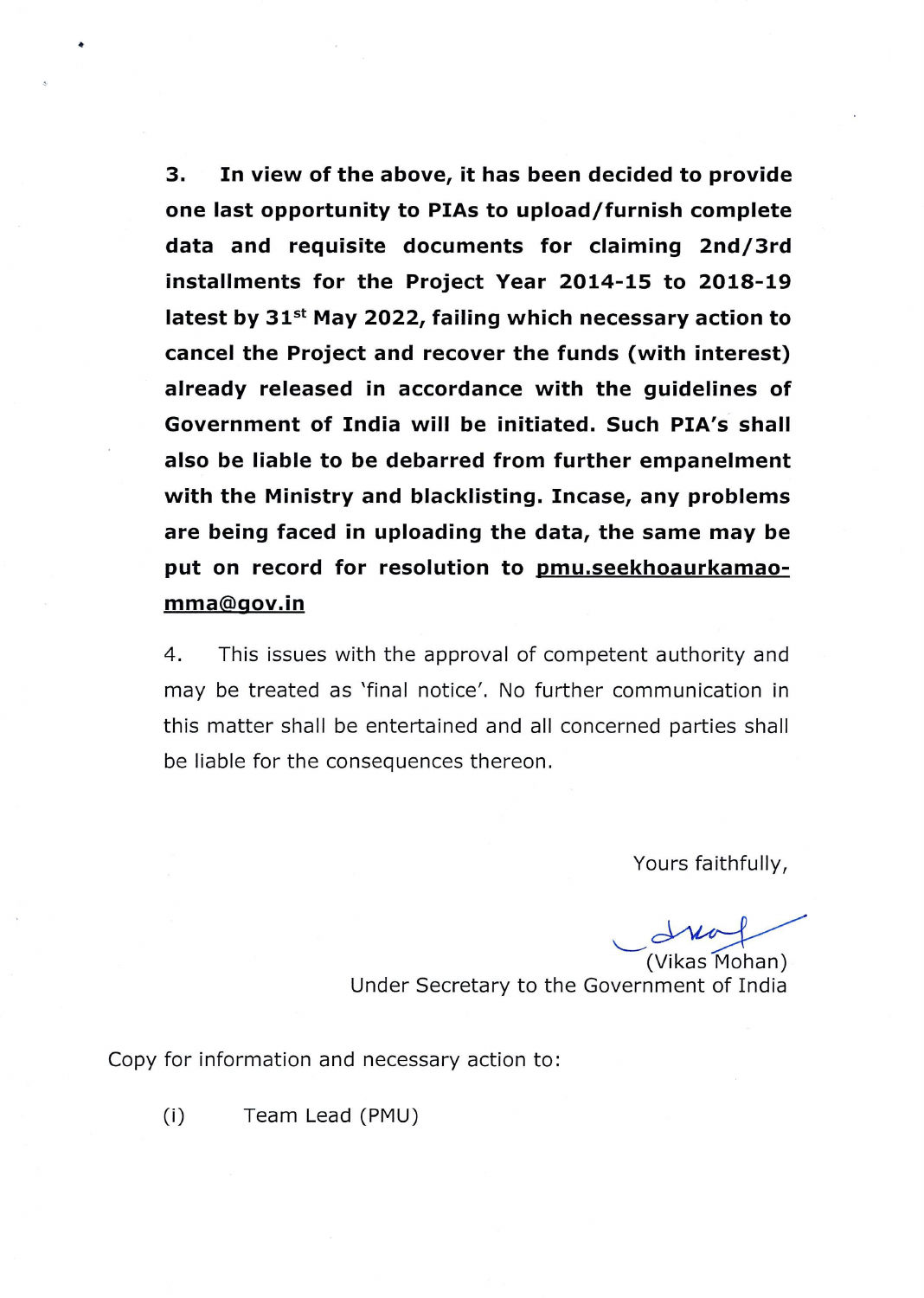**3. In view of the above, it has been decided to provide one last opportunity to PIAs to upload/furnish complete data and requisite documents for claiming 2nd/3rd installments for the Project Year 2014-15 to 2018-19 latest by 31st May 2022, failing which necessary action to cancel the Project and recover the funds (with interest) already released in accordance with the guidelines of Government of India will be initiated. Such PIA's shall also be liable to be debarred from further empanelment with the Ministry and blacklisting. Incase, any problems are being faced in uploading the data, the same may be put on record for resolution to pmu.seekhoaurkamao-mma@gov.in**

4. This issues with the approval of competent authority and may be treated as 'final notice'. No further communication in this matter shall be entertained and all concerned parties shall be liable for the consequences thereon.

Yours faithfully,

(Vikas Mohan)
Under Secretary to the Government of India

Copy for information and necessary action to:

(i) Team Lead (PMU)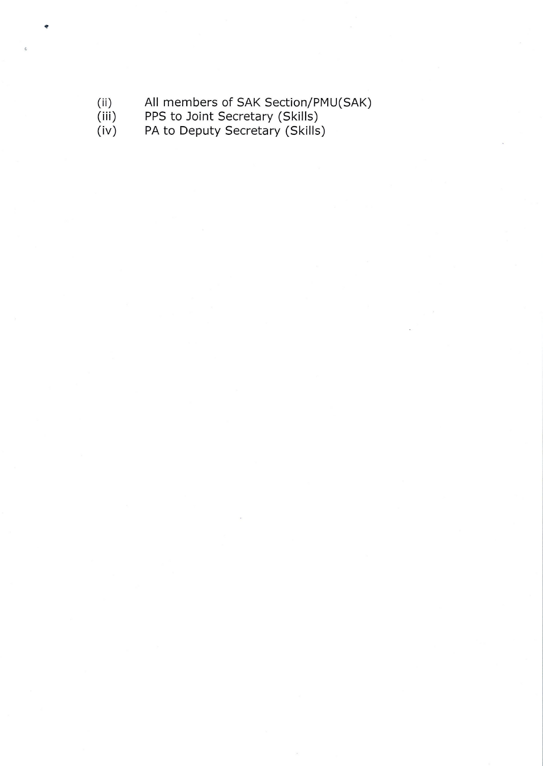(ii) All members of SAK Section/PMU(SAK)
(iii) PPS to Joint Secretary (Skills)
(iv) PA to Deputy Secretary (Skills)